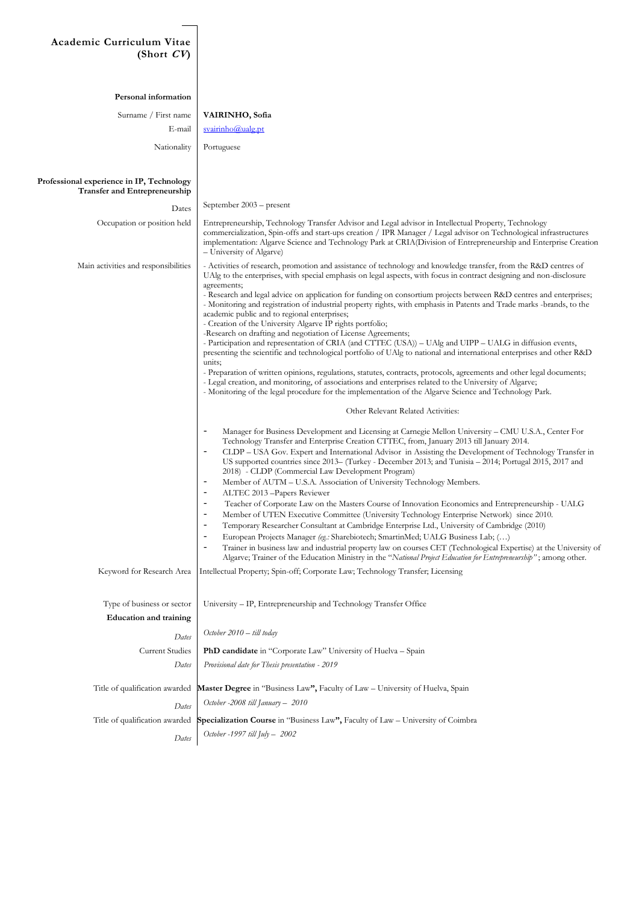# Academic Curriculum Vitae (Short *CV*)

**Personal information**

Surname / First name: **VAIRINHO, Sofia**

E-mail: svairinho@ualg.pt

Nationality: Portuguese

**Professional experience in IP, Technology Transfer and Entrepreneurship**

Dates: September 2003 – present

Occupation or position held: Entrepreneurship, Technology Transfer Advisor and Legal advisor in Intellectual Property, Technology commercialization, Spin-offs and start-ups creation / IPR Manager / Legal advisor on Technological infrastructures implementation: Algarve Science and Technology Park at CRIA(Division of Entrepreneurship and Enterprise Creation – University of Algarve)

Main activities and responsibilities:

- Activities of research, promotion and assistance of technology and knowledge transfer, from the R&D centres of UAlg to the enterprises, with special emphasis on legal aspects, with focus in contract designing and non-disclosure agreements;
- Research and legal advice on application for funding on consortium projects between R&D centres and enterprises;
- Monitoring and registration of industrial property rights, with emphasis in Patents and Trade marks -brands, to the academic public and to regional enterprises;
- Creation of the University Algarve IP rights portfolio;
- Research on drafting and negotiation of License Agreements;
- Participation and representation of CRIA (and CTTEC (USA)) – UAlg and UIPP – UALG in diffusion events, presenting the scientific and technological portfolio of UAlg to national and international enterprises and other R&D units;
- Preparation of written opinions, regulations, statutes, contracts, protocols, agreements and other legal documents;
- Legal creation, and monitoring, of associations and enterprises related to the University of Algarve;
- Monitoring of the legal procedure for the implementation of the Algarve Science and Technology Park.

Other Relevant Related Activities:

- Manager for Business Development and Licensing at Carnegie Mellon University – CMU U.S.A., Center For Technology Transfer and Enterprise Creation CTTEC, from, January 2013 till January 2014.
- CLDP – USA Gov. Expert and International Advisor in Assisting the Development of Technology Transfer in US supported countries since 2013– (Turkey - December 2013; and Tunisia – 2014; Portugal 2015, 2017 and 2018) - CLDP (Commercial Law Development Program)
- Member of AUTM – U.S.A. Association of University Technology Members.
- ALTEC 2013 –Papers Reviewer
- Teacher of Corporate Law on the Masters Course of Innovation Economics and Entrepreneurship - UALG
- Member of UTEN Executive Committee (University Technology Enterprise Network) since 2010.
- Temporary Researcher Consultant at Cambridge Enterprise Ltd., University of Cambridge (2010)
- European Projects Manager *(eg.:* Sharebiotech; SmartinMed; UALG Business Lab; (…)
- Trainer in business law and industrial property law on courses CET (Technological Expertise) at the University of Algarve; Trainer of the Education Ministry in the "*National Project Education for Entrepreneurship"* ; among other.

Keyword for Research Area: Intellectual Property; Spin-off; Corporate Law; Technology Transfer; Licensing

Type of business or sector: University – IP, Entrepreneurship and Technology Transfer Office

**Education and training**

*Dates*: *October 2010 – till today*

Current Studies: **PhD candidate** in "Corporate Law" University of Huelva – Spain

*Dates*: *Provisional date for Thesis presentation - 2019*

Title of qualification awarded: **Master Degree** in "Business Law**",** Faculty of Law – University of Huelva, Spain

*Dates*: *October -2008 till January – 2010*

Title of qualification awarded: **Specialization Course** in "Business Law**",** Faculty of Law – University of Coimbra

*Dates*: *October -1997 till July – 2002*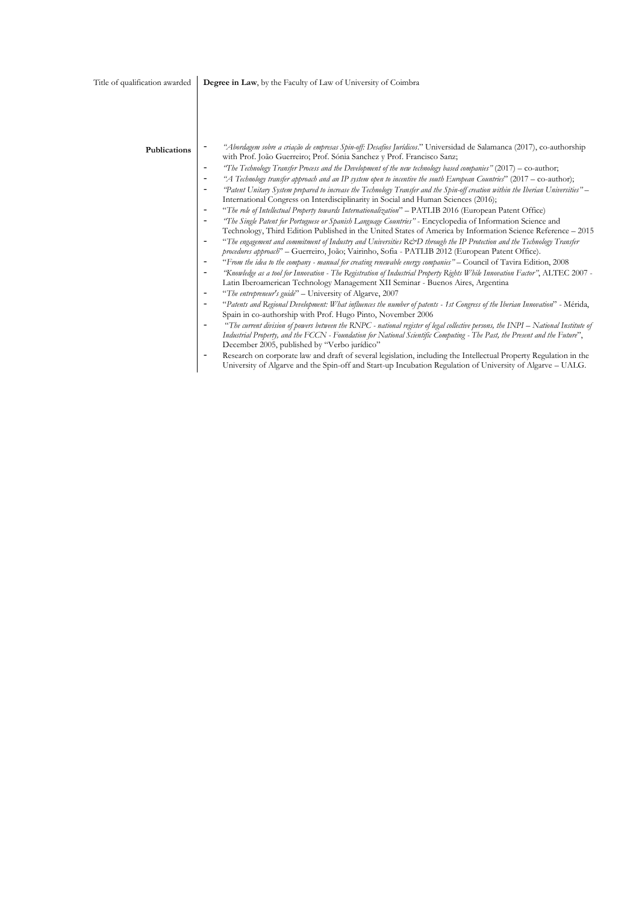Title of qualification awarded | **Degree in Law**, by the Faculty of Law of University of Coimbra

**Publications**

- *"Abordagem sobre a criação de empresas Spin-off: Desafios Jurídicos*." Universidad de Salamanca (2017), co-authorship with Prof. João Guerreiro; Prof. Sónia Sanchez y Prof. Francisco Sanz;
- *"The Technology Transfer Process and the Development of the new technology based companies"* (2017) – co-author;
- *"A Technology transfer approach and an IP system open to incentive the south European Countries*" (2017 – co-author);
- *"Patent Unitary System prepared to increase the Technology Transfer and the Spin-off creation within the Iberian Universities"* – International Congress on Interdisciplinarity in Social and Human Sciences (2016);
- "*The role of Intellectual Property towards Internationalization*" – PATLIB 2016 (European Patent Office)
- *"The Single Patent for Portuguese or Spanish Language Countries"* - Encyclopedia of Information Science and Technology, Third Edition Published in the United States of America by Information Science Reference – 2015
- "*The engagement and commitment of Industry and Universities R&D through the IP Protection and the Technology Transfer procedures approach*" – Guerreiro, João; Vairinho, Sofia - PATLIB 2012 (European Patent Office).
- "*From the idea to the company - manual for creating renewable energy companies"* – Council of Tavira Edition, 2008
- *"Knowledge as a tool for Innovation - The Registration of Industrial Property Rights While Innovation Factor"*, ALTEC 2007 - Latin Iberoamerican Technology Management XII Seminar - Buenos Aires, Argentina
- "*The entrepreneur's guide*" – University of Algarve, 2007
- "*Patents and Regional Development: What influences the number of patents - 1st Congress of the Iberian Innovation*" - Mérida, Spain in co-authorship with Prof. Hugo Pinto, November 2006
- "*The current division of powers between the RNPC - national register of legal collective persons, the INPI – National Institute of Industrial Property, and the FCCN - Foundation for National Scientific Computing - The Past, the Present and the Future*", December 2005, published by "Verbo jurídico"
- Research on corporate law and draft of several legislation, including the Intellectual Property Regulation in the University of Algarve and the Spin-off and Start-up Incubation Regulation of University of Algarve – UALG.